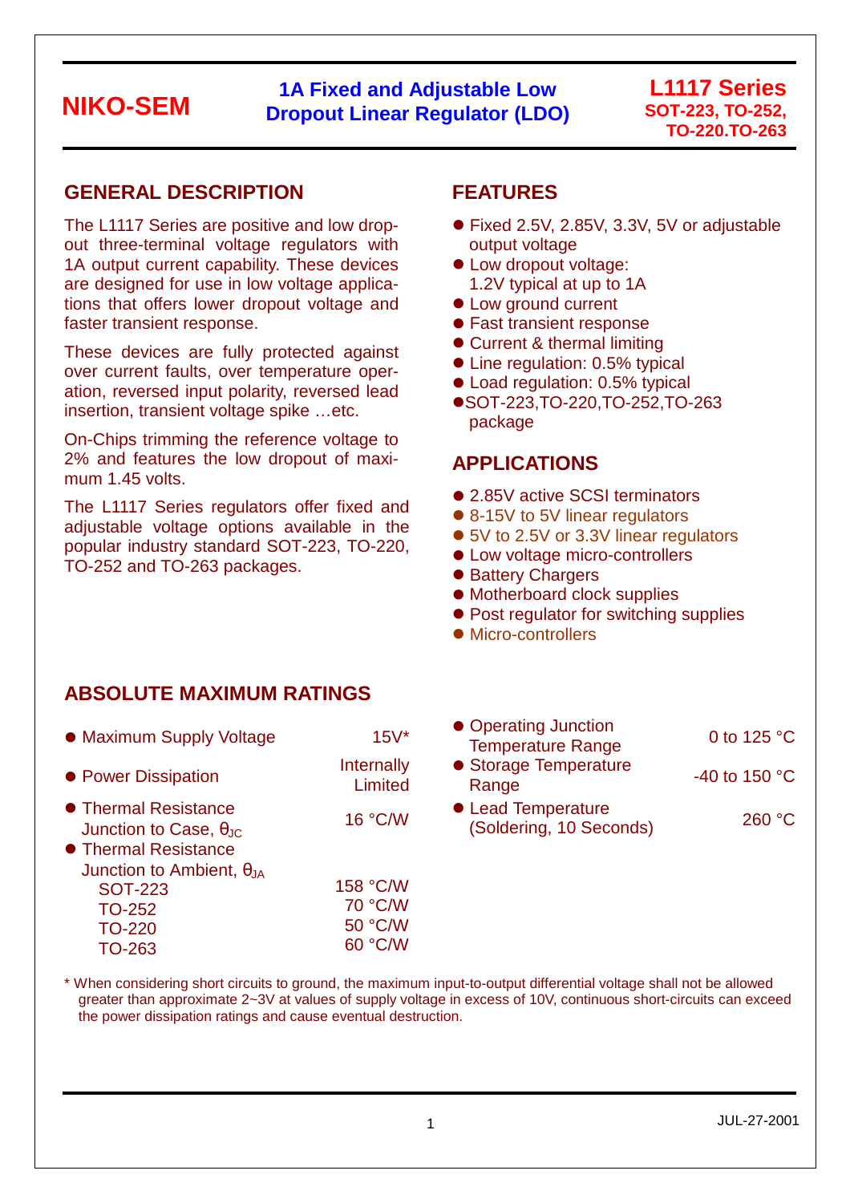**NIKO-SEM**

**1A Fixed and Adjustable Low Dropout Linear Regulator (LDO)**

**L1117 Series**
**SOT-223, TO-252, TO-220.TO-263**

## GENERAL DESCRIPTION

The L1117 Series are positive and low dropout three-terminal voltage regulators with 1A output current capability. These devices are designed for use in low voltage applications that offers lower dropout voltage and faster transient response.

These devices are fully protected against over current faults, over temperature operation, reversed input polarity, reversed lead insertion, transient voltage spike …etc.

On-Chips trimming the reference voltage to 2% and features the low dropout of maximum 1.45 volts.

The L1117 Series regulators offer fixed and adjustable voltage options available in the popular industry standard SOT-223, TO-220, TO-252 and TO-263 packages.

## FEATURES

- Fixed 2.5V, 2.85V, 3.3V, 5V or adjustable output voltage
- Low dropout voltage: 1.2V typical at up to 1A
- Low ground current
- Fast transient response
- Current & thermal limiting
- Line regulation: 0.5% typical
- Load regulation: 0.5% typical
- SOT-223,TO-220,TO-252,TO-263 package

## APPLICATIONS

- 2.85V active SCSI terminators
- 8-15V to 5V linear regulators
- 5V to 2.5V or 3.3V linear regulators
- Low voltage micro-controllers
- Battery Chargers
- Motherboard clock supplies
- Post regulator for switching supplies
- Micro-controllers

## ABSOLUTE MAXIMUM RATINGS

| Parameter | Rating |
|---|---|
| Maximum Supply Voltage | 15V* |
| Power Dissipation | Internally Limited |
| Thermal Resistance Junction to Case, $\theta_{JC}$ | 16 °C/W |
| Thermal Resistance Junction to Ambient, $\theta_{JA}$ | |
| SOT-223 | 158 °C/W |
| TO-252 | 70 °C/W |
| TO-220 | 50 °C/W |
| TO-263 | 60 °C/W |
| Operating Junction Temperature Range | 0 to 125 °C |
| Storage Temperature Range | -40 to 150 °C |
| Lead Temperature (Soldering, 10 Seconds) | 260 °C |

* When considering short circuits to ground, the maximum input-to-output differential voltage shall not be allowed greater than approximate 2~3V at values of supply voltage in excess of 10V, continuous short-circuits can exceed the power dissipation ratings and cause eventual destruction.

JUL-27-2001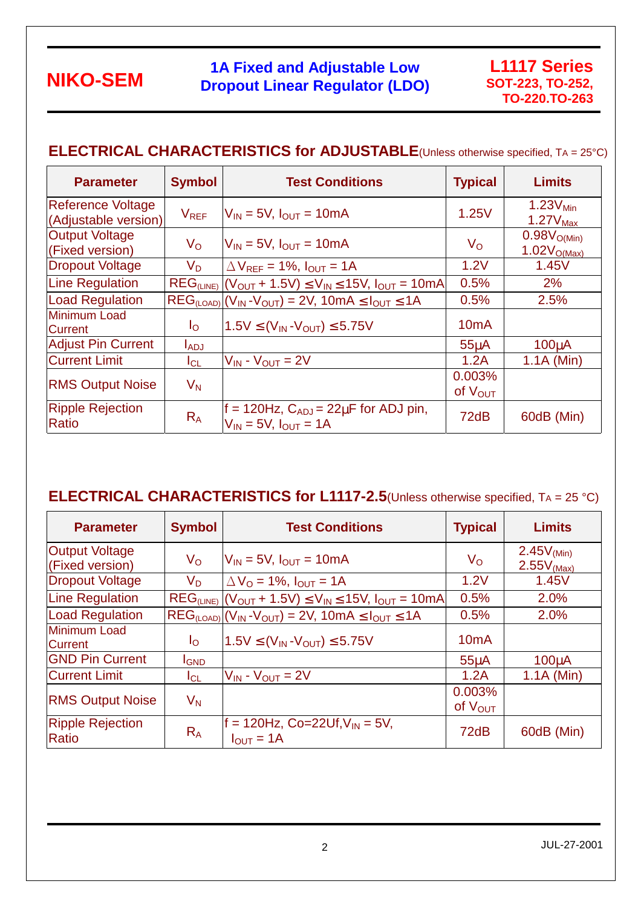## ELECTRICAL CHARACTERISTICS for ADJUSTABLE (Unless otherwise specified, $T_A$ = 25°C)

| Parameter | Symbol | Test Conditions | Typical | Limits |
|---|---|---|---|---|
| Reference Voltage (Adjustable version) | $V_{REF}$ | $V_{IN}$ = 5V, $I_{OUT}$ = 10mA | 1.25V | $1.23V_{Min}$ $1.27V_{Max}$ |
| Output Voltage (Fixed version) | $V_O$ | $V_{IN}$ = 5V, $I_{OUT}$ = 10mA | $V_O$ | $0.98V_{O(Min)}$ $1.02V_{O(Max)}$ |
| Dropout Voltage | $V_D$ | $\Delta V_{REF}$ = 1%, $I_{OUT}$ = 1A | 1.2V | 1.45V |
| Line Regulation | $REG_{(LINE)}$ | ($V_{OUT}$ + 1.5V) ≤ $V_{IN}$ ≤ 15V, $I_{OUT}$ = 10mA | 0.5% | 2% |
| Load Regulation | $REG_{(LOAD)}$ | ($V_{IN}$ - $V_{OUT}$) = 2V, 10mA ≤ $I_{OUT}$ ≤ 1A | 0.5% | 2.5% |
| Minimum Load Current | $I_O$ | 1.5V ≤ ($V_{IN}$ - $V_{OUT}$) ≤ 5.75V | 10mA | |
| Adjust Pin Current | $I_{ADJ}$ | | 55μA | 100μA |
| Current Limit | $I_{CL}$ | $V_{IN}$ - $V_{OUT}$ = 2V | 1.2A | 1.1A (Min) |
| RMS Output Noise | $V_N$ | | 0.003% of $V_{OUT}$ | |
| Ripple Rejection Ratio | $R_A$ | f = 120Hz, $C_{ADJ}$ = 22μF for ADJ pin, $V_{IN}$ = 5V, $I_{OUT}$ = 1A | 72dB | 60dB (Min) |

## ELECTRICAL CHARACTERISTICS for L1117-2.5 (Unless otherwise specified, $T_A$ = 25 °C)

| Parameter | Symbol | Test Conditions | Typical | Limits |
|---|---|---|---|---|
| Output Voltage (Fixed version) | $V_O$ | $V_{IN}$ = 5V, $I_{OUT}$ = 10mA | $V_O$ | $2.45V_{(Min)}$ $2.55V_{(Max)}$ |
| Dropout Voltage | $V_D$ | $\Delta V_O$ = 1%, $I_{OUT}$ = 1A | 1.2V | 1.45V |
| Line Regulation | $REG_{(LINE)}$ | ($V_{OUT}$ + 1.5V) ≤ $V_{IN}$ ≤ 15V, $I_{OUT}$ = 10mA | 0.5% | 2.0% |
| Load Regulation | $REG_{(LOAD)}$ | ($V_{IN}$ - $V_{OUT}$) = 2V, 10mA ≤ $I_{OUT}$ ≤ 1A | 0.5% | 2.0% |
| Minimum Load Current | $I_O$ | 1.5V ≤ ($V_{IN}$ - $V_{OUT}$) ≤ 5.75V | 10mA | |
| GND Pin Current | $I_{GND}$ | | 55μA | 100μA |
| Current Limit | $I_{CL}$ | $V_{IN}$ - $V_{OUT}$ = 2V | 1.2A | 1.1A (Min) |
| RMS Output Noise | $V_N$ | | 0.003% of $V_{OUT}$ | |
| Ripple Rejection Ratio | $R_A$ | f = 120Hz, Co=22Uf, $V_{IN}$ = 5V, $I_{OUT}$ = 1A | 72dB | 60dB (Min) |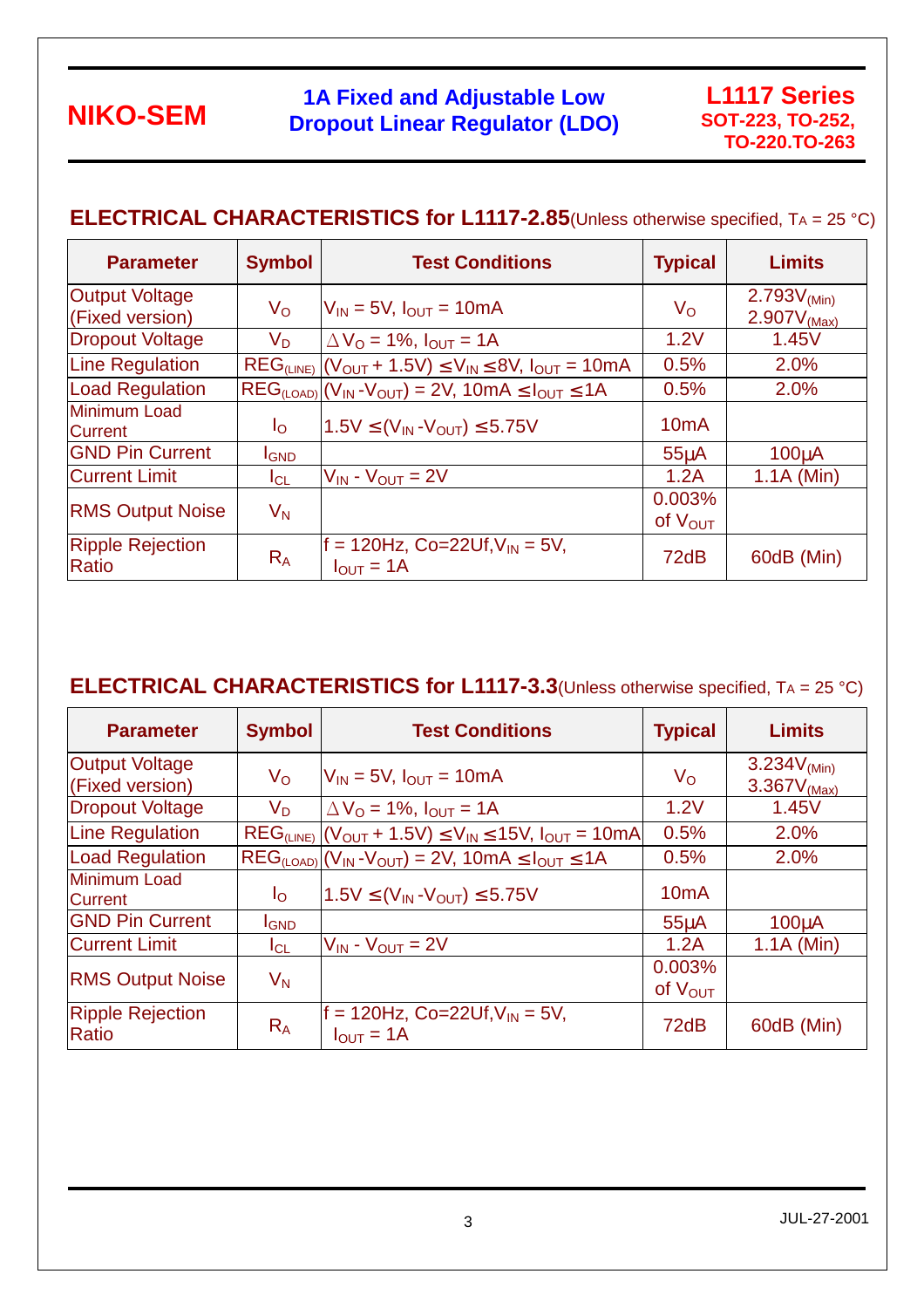## ELECTRICAL CHARACTERISTICS for L1117-2.85 (Unless otherwise specified, $T_A$ = 25 °C)

| Parameter | Symbol | Test Conditions | Typical | Limits |
|---|---|---|---|---|
| Output Voltage (Fixed version) | $V_O$ | $V_{IN}$ = 5V, $I_{OUT}$ = 10mA | $V_O$ | $2.793V_{(Min)}$ $2.907V_{(Max)}$ |
| Dropout Voltage | $V_D$ | $\Delta V_O$ = 1%, $I_{OUT}$ = 1A | 1.2V | 1.45V |
| Line Regulation | $REG_{(LINE)}$ | $(V_{OUT} + 1.5V) \leq V_{IN} \leq 8V$, $I_{OUT}$ = 10mA | 0.5% | 2.0% |
| Load Regulation | $REG_{(LOAD)}$ | $(V_{IN} - V_{OUT})$ = 2V, $10mA \leq I_{OUT} \leq 1A$ | 0.5% | 2.0% |
| Minimum Load Current | $I_O$ | $1.5V \leq (V_{IN} - V_{OUT}) \leq 5.75V$ | 10mA | |
| GND Pin Current | $I_{GND}$ | | 55μA | 100μA |
| Current Limit | $I_{CL}$ | $V_{IN} - V_{OUT}$ = 2V | 1.2A | 1.1A (Min) |
| RMS Output Noise | $V_N$ | | 0.003% of $V_{OUT}$ | |
| Ripple Rejection Ratio | $R_A$ | f = 120Hz, Co=22Uf, $V_{IN}$ = 5V, $I_{OUT}$ = 1A | 72dB | 60dB (Min) |

## ELECTRICAL CHARACTERISTICS for L1117-3.3 (Unless otherwise specified, $T_A$ = 25 °C)

| Parameter | Symbol | Test Conditions | Typical | Limits |
|---|---|---|---|---|
| Output Voltage (Fixed version) | $V_O$ | $V_{IN}$ = 5V, $I_{OUT}$ = 10mA | $V_O$ | $3.234V_{(Min)}$ $3.367V_{(Max)}$ |
| Dropout Voltage | $V_D$ | $\Delta V_O$ = 1%, $I_{OUT}$ = 1A | 1.2V | 1.45V |
| Line Regulation | $REG_{(LINE)}$ | $(V_{OUT} + 1.5V) \leq V_{IN} \leq 15V$, $I_{OUT}$ = 10mA | 0.5% | 2.0% |
| Load Regulation | $REG_{(LOAD)}$ | $(V_{IN} - V_{OUT})$ = 2V, $10mA \leq I_{OUT} \leq 1A$ | 0.5% | 2.0% |
| Minimum Load Current | $I_O$ | $1.5V \leq (V_{IN} - V_{OUT}) \leq 5.75V$ | 10mA | |
| GND Pin Current | $I_{GND}$ | | 55μA | 100μA |
| Current Limit | $I_{CL}$ | $V_{IN} - V_{OUT}$ = 2V | 1.2A | 1.1A (Min) |
| RMS Output Noise | $V_N$ | | 0.003% of $V_{OUT}$ | |
| Ripple Rejection Ratio | $R_A$ | f = 120Hz, Co=22Uf, $V_{IN}$ = 5V, $I_{OUT}$ = 1A | 72dB | 60dB (Min) |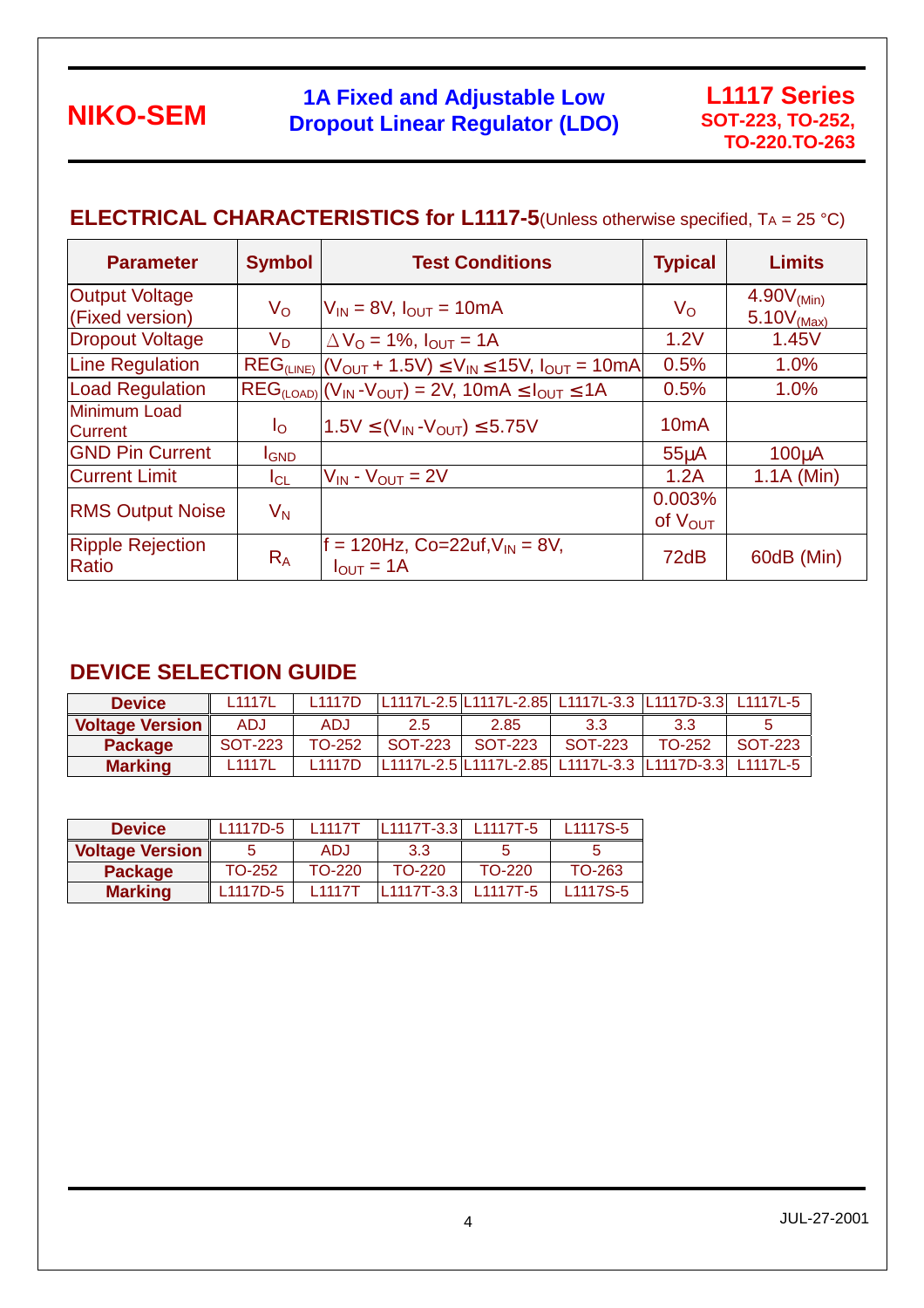## ELECTRICAL CHARACTERISTICS for L1117-5 (Unless otherwise specified, $T_A$ = 25 °C)

| Parameter | Symbol | Test Conditions | Typical | Limits |
|---|---|---|---|---|
| Output Voltage (Fixed version) | $V_O$ | $V_{IN}$ = 8V, $I_{OUT}$ = 10mA | $V_O$ | $4.90V_{(Min)}$ $5.10V_{(Max)}$ |
| Dropout Voltage | $V_D$ | $\Delta V_O$ = 1%, $I_{OUT}$ = 1A | 1.2V | 1.45V |
| Line Regulation | $REG_{(LINE)}$ | $(V_{OUT} + 1.5V) \leq V_{IN} \leq 15V$, $I_{OUT}$ = 10mA | 0.5% | 1.0% |
| Load Regulation | $REG_{(LOAD)}$ | $(V_{IN} - V_{OUT})$ = 2V, $10mA \leq I_{OUT} \leq 1A$ | 0.5% | 1.0% |
| Minimum Load Current | $I_O$ | $1.5V \leq (V_{IN} - V_{OUT}) \leq 5.75V$ | 10mA | |
| GND Pin Current | $I_{GND}$ | | 55µA | 100µA |
| Current Limit | $I_{CL}$ | $V_{IN} - V_{OUT}$ = 2V | 1.2A | 1.1A (Min) |
| RMS Output Noise | $V_N$ | | 0.003% of $V_{OUT}$ | |
| Ripple Rejection Ratio | $R_A$ | f = 120Hz, Co=22uf, $V_{IN}$ = 8V, $I_{OUT}$ = 1A | 72dB | 60dB (Min) |

## DEVICE SELECTION GUIDE

| Device | L1117L | L1117D | L1117L-2.5 | L1117L-2.85 | L1117L-3.3 | L1117D-3.3 | L1117L-5 |
|---|---|---|---|---|---|---|---|
| Voltage Version | ADJ | ADJ | 2.5 | 2.85 | 3.3 | 3.3 | 5 |
| Package | SOT-223 | TO-252 | SOT-223 | SOT-223 | SOT-223 | TO-252 | SOT-223 |
| Marking | L1117L | L1117D | L1117L-2.5 | L1117L-2.85 | L1117L-3.3 | L1117D-3.3 | L1117L-5 |

| Device | L1117D-5 | L1117T | L1117T-3.3 | L1117T-5 | L1117S-5 |
|---|---|---|---|---|---|
| Voltage Version | 5 | ADJ | 3.3 | 5 | 5 |
| Package | TO-252 | TO-220 | TO-220 | TO-220 | TO-263 |
| Marking | L1117D-5 | L1117T | L1117T-3.3 | L1117T-5 | L1117S-5 |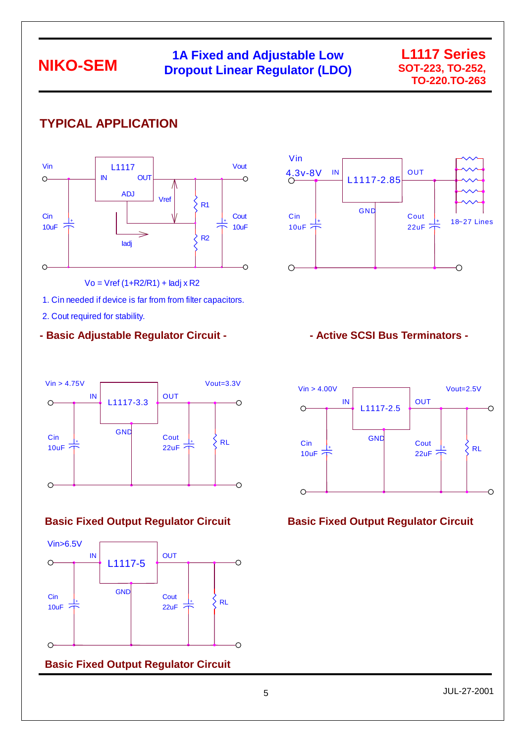## TYPICAL APPLICATION

Vin, L1117, IN, OUT, ADJ, Vout, Vref, R1, R2, Cin 10uF, Cout 10uF, Iadj

$$V_o = V_{ref}(1 + R2/R1) + I_{adj} \times R2$$

1. Cin needed if device is far from from filter capacitors.
2. Cout required for stability.

**- Basic Adjustable Regulator Circuit -**

Vin 4.3v-8V, IN, L1117-2.85, OUT, GND, Cin 10uF, Cout 22uF, 18~27 Lines

**- Active SCSI Bus Terminators -**

Vin > 4.75V, IN, L1117-3.3, OUT, Vout=3.3V, GND, Cin 10uF, Cout 22uF, RL

**Basic Fixed Output Regulator Circuit**

Vin > 4.00V, IN, L1117-2.5, OUT, Vout=2.5V, GND, Cin 10uF, Cout 22uF, RL

**Basic Fixed Output Regulator Circuit**

Vin>6.5V, IN, L1117-5, OUT, GND, Cin 10uF, Cout 22uF, RL

**Basic Fixed Output Regulator Circuit**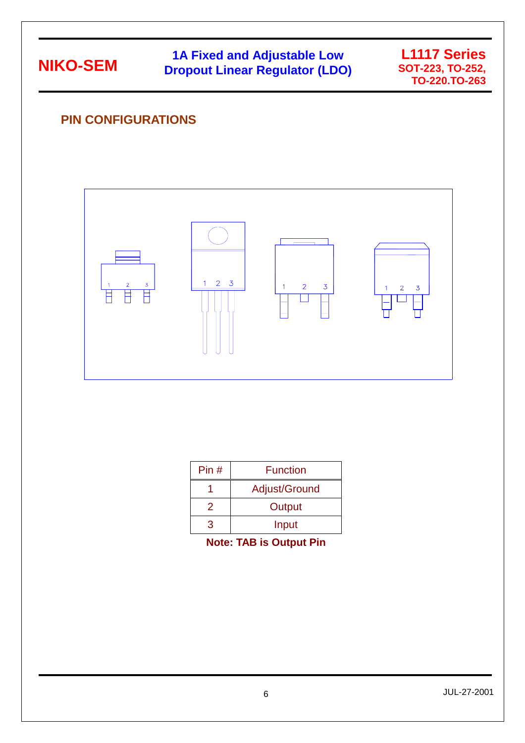## PIN CONFIGURATIONS

| Pin # | Function |
|---|---|
| 1 | Adjust/Ground |
| 2 | Output |
| 3 | Input |

**Note: TAB is Output Pin**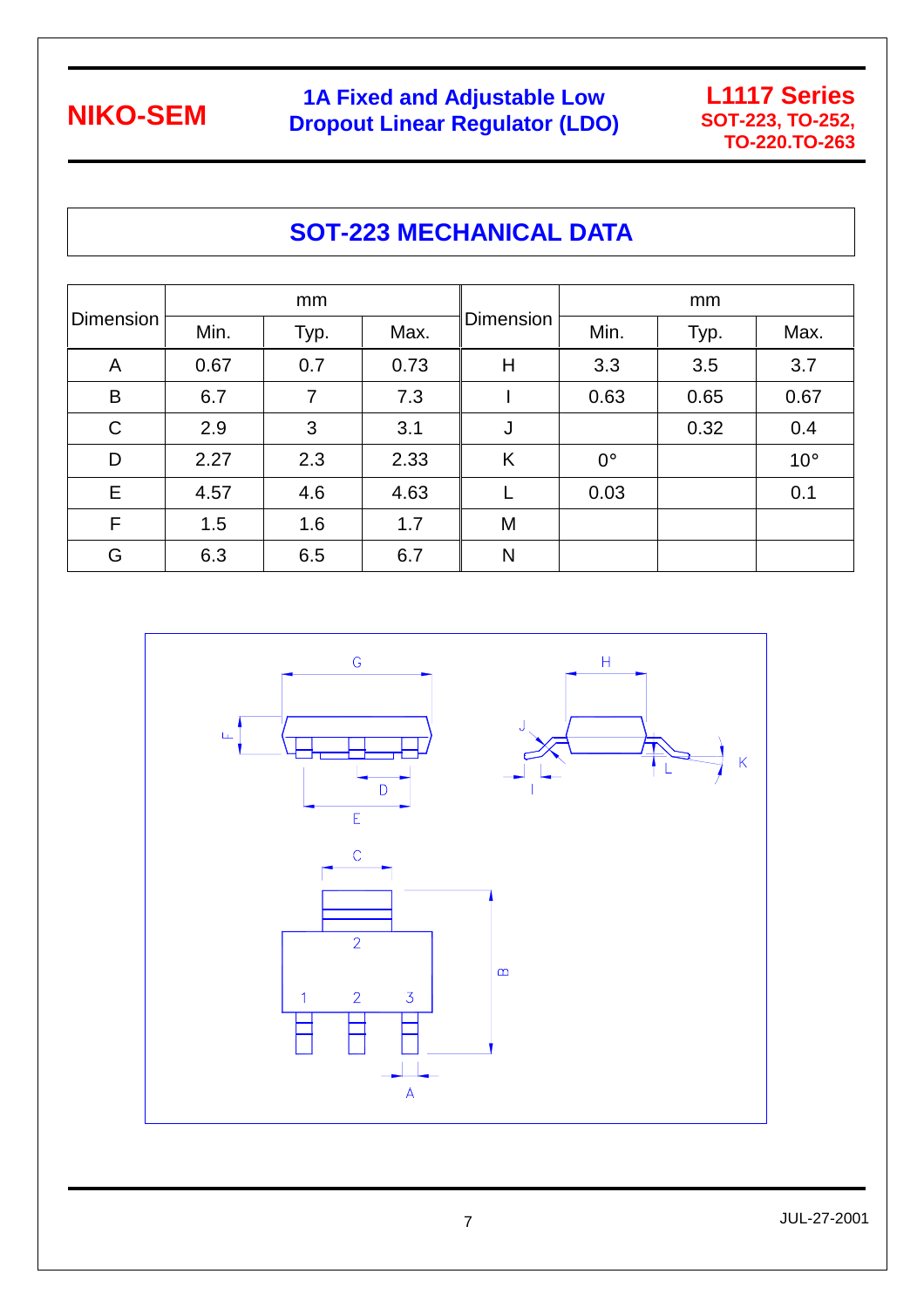## SOT-223 MECHANICAL DATA

| Dimension | mm | | | Dimension | mm | | |
|---|---|---|---|---|---|---|---|
| | Min. | Typ. | Max. | | Min. | Typ. | Max. |
| A | 0.67 | 0.7 | 0.73 | H | 3.3 | 3.5 | 3.7 |
| B | 6.7 | 7 | 7.3 | I | 0.63 | 0.65 | 0.67 |
| C | 2.9 | 3 | 3.1 | J | | 0.32 | 0.4 |
| D | 2.27 | 2.3 | 2.33 | K | 0° | | 10° |
| E | 4.57 | 4.6 | 4.63 | L | 0.03 | | 0.1 |
| F | 1.5 | 1.6 | 1.7 | M | | | |
| G | 6.3 | 6.5 | 6.7 | N | | | |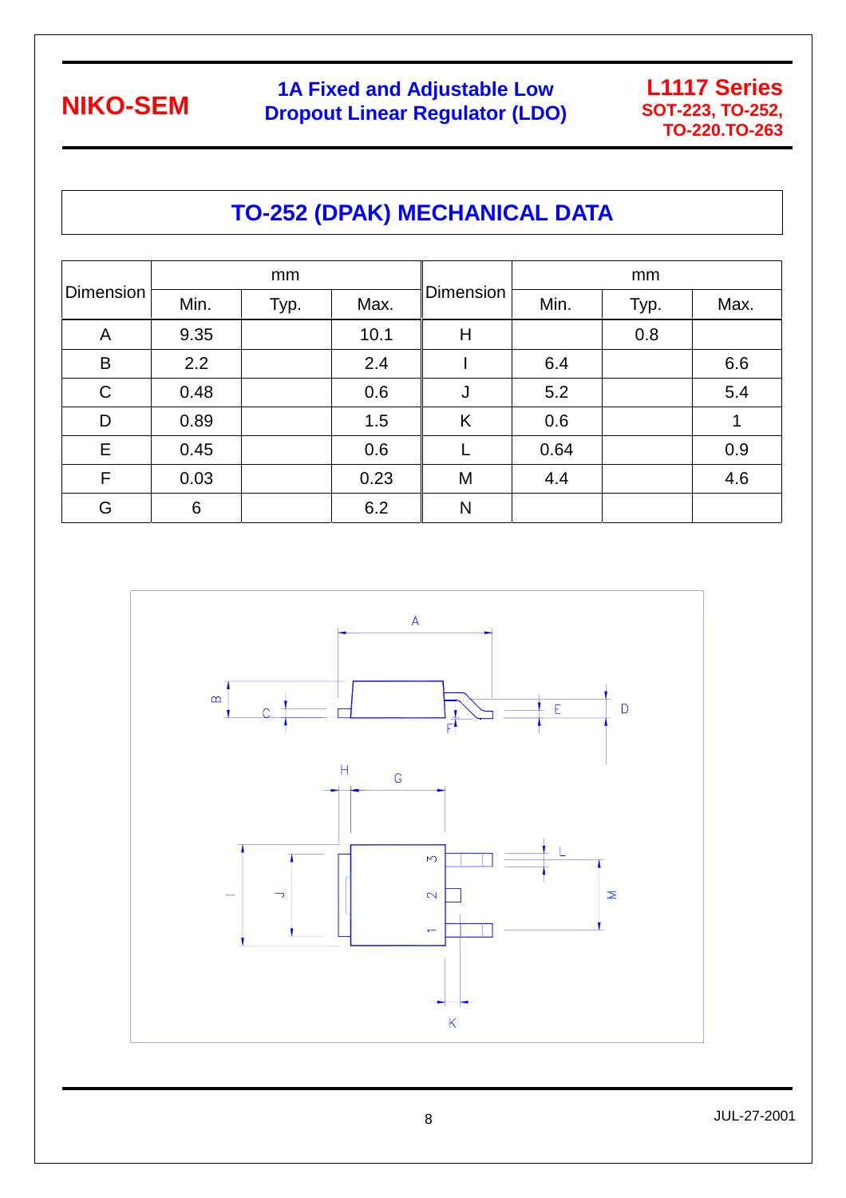# TO-252 (DPAK) MECHANICAL DATA

| Dimension | mm | | | Dimension | mm | | |
|---|---|---|---|---|---|---|---|
| | Min. | Typ. | Max. | | Min. | Typ. | Max. |
| A | 9.35 | | 10.1 | H | | 0.8 | |
| B | 2.2 | | 2.4 | I | 6.4 | | 6.6 |
| C | 0.48 | | 0.6 | J | 5.2 | | 5.4 |
| D | 0.89 | | 1.5 | K | 0.6 | | 1 |
| E | 0.45 | | 0.6 | L | 0.64 | | 0.9 |
| F | 0.03 | | 0.23 | M | 4.4 | | 4.6 |
| G | 6 | | 6.2 | N | | | |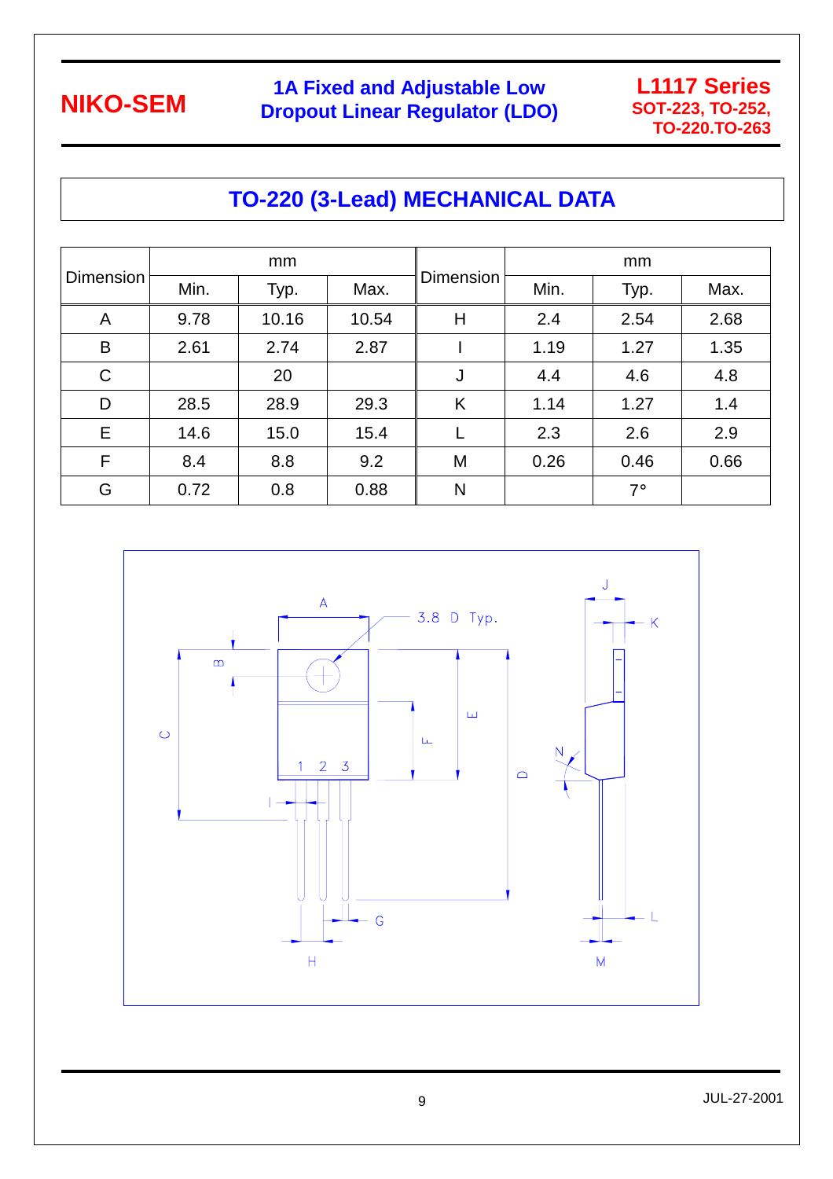# TO-220 (3-Lead) MECHANICAL DATA

| Dimension | mm | | | Dimension | mm | | |
|---|---|---|---|---|---|---|---|
| | Min. | Typ. | Max. | | Min. | Typ. | Max. |
| A | 9.78 | 10.16 | 10.54 | H | 2.4 | 2.54 | 2.68 |
| B | 2.61 | 2.74 | 2.87 | I | 1.19 | 1.27 | 1.35 |
| C | | 20 | | J | 4.4 | 4.6 | 4.8 |
| D | 28.5 | 28.9 | 29.3 | K | 1.14 | 1.27 | 1.4 |
| E | 14.6 | 15.0 | 15.4 | L | 2.3 | 2.6 | 2.9 |
| F | 8.4 | 8.8 | 9.2 | M | 0.26 | 0.46 | 0.66 |
| G | 0.72 | 0.8 | 0.88 | N | | 7° | |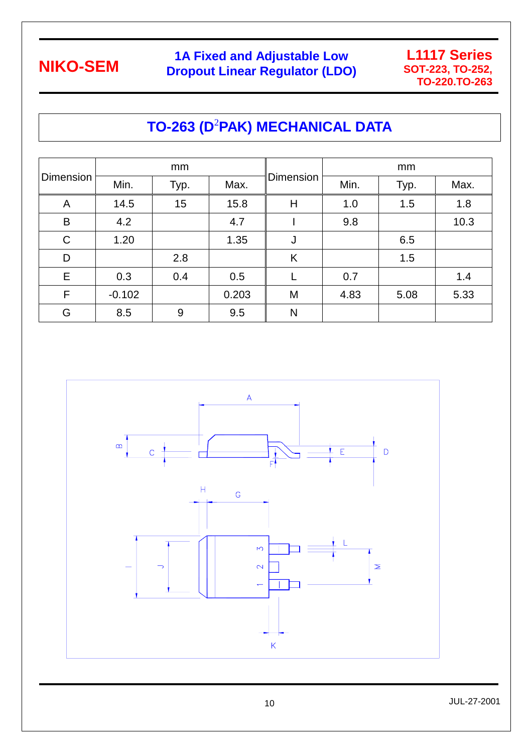## TO-263 (D2PAK) MECHANICAL DATA

| Dimension | mm | | | Dimension | mm | | |
|---|---|---|---|---|---|---|---|
| | Min. | Typ. | Max. | | Min. | Typ. | Max. |
| A | 14.5 | 15 | 15.8 | H | 1.0 | 1.5 | 1.8 |
| B | 4.2 | | 4.7 | I | 9.8 | | 10.3 |
| C | 1.20 | | 1.35 | J | | 6.5 | |
| D | | 2.8 | | K | | 1.5 | |
| E | 0.3 | 0.4 | 0.5 | L | 0.7 | | 1.4 |
| F | -0.102 | | 0.203 | M | 4.83 | 5.08 | 5.33 |
| G | 8.5 | 9 | 9.5 | N | | | |

A
B
C
D
E
F
H
G
I
J
L
M
K
1
2
3